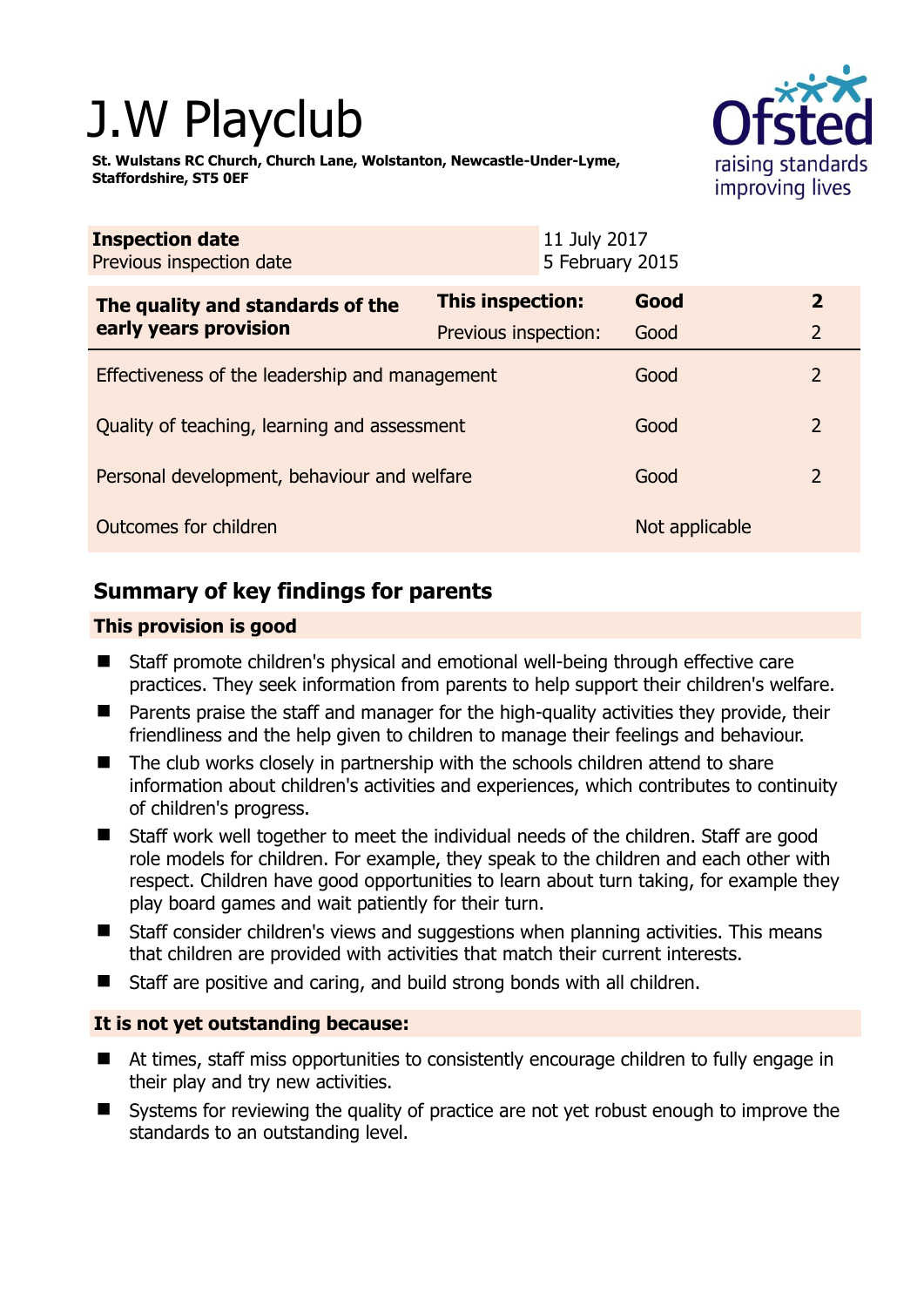# J.W Playclub

**St. Wulstans RC Church, Church Lane, Wolstanton, Newcastle-Under-Lyme, Staffordshire, ST5 0EF**

| **Inspection date** | 11 July 2017 |
|---|---|
| Previous inspection date | 5 February 2015 |

| **The quality and standards of the early years provision** | **This inspection:** | **Good** | **2** |
|---|---|---|---|
| | Previous inspection: | Good | 2 |
| Effectiveness of the leadership and management | | Good | 2 |
| Quality of teaching, learning and assessment | | Good | 2 |
| Personal development, behaviour and welfare | | Good | 2 |
| Outcomes for children | | Not applicable | |

## Summary of key findings for parents

### This provision is good

- Staff promote children's physical and emotional well-being through effective care practices. They seek information from parents to help support their children's welfare.
- Parents praise the staff and manager for the high-quality activities they provide, their friendliness and the help given to children to manage their feelings and behaviour.
- The club works closely in partnership with the schools children attend to share information about children's activities and experiences, which contributes to continuity of children's progress.
- Staff work well together to meet the individual needs of the children. Staff are good role models for children. For example, they speak to the children and each other with respect. Children have good opportunities to learn about turn taking, for example they play board games and wait patiently for their turn.
- Staff consider children's views and suggestions when planning activities. This means that children are provided with activities that match their current interests.
- Staff are positive and caring, and build strong bonds with all children.

### It is not yet outstanding because:

- At times, staff miss opportunities to consistently encourage children to fully engage in their play and try new activities.
- Systems for reviewing the quality of practice are not yet robust enough to improve the standards to an outstanding level.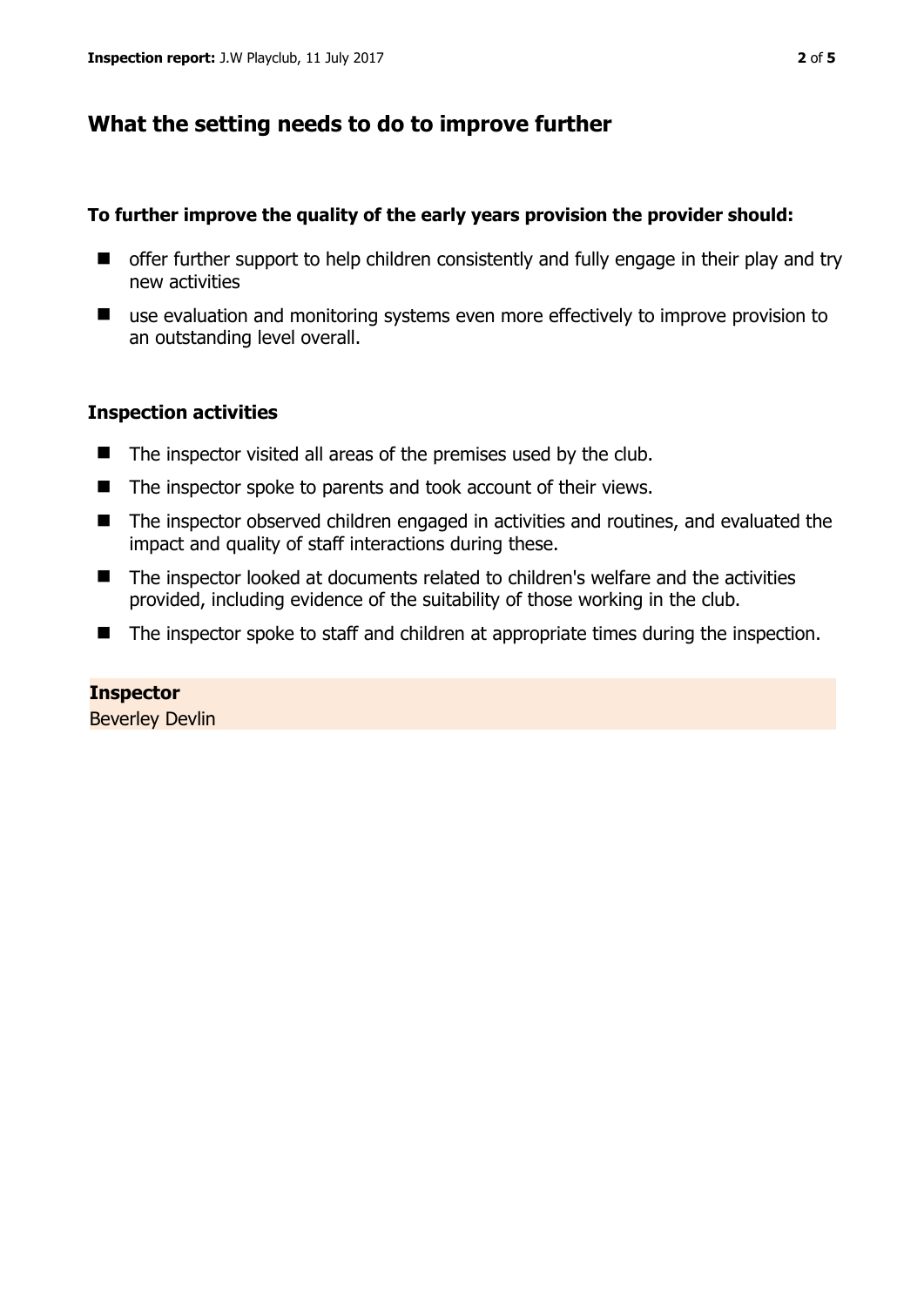## What the setting needs to do to improve further

**To further improve the quality of the early years provision the provider should:**

- offer further support to help children consistently and fully engage in their play and try new activities
- use evaluation and monitoring systems even more effectively to improve provision to an outstanding level overall.

### Inspection activities

- The inspector visited all areas of the premises used by the club.
- The inspector spoke to parents and took account of their views.
- The inspector observed children engaged in activities and routines, and evaluated the impact and quality of staff interactions during these.
- The inspector looked at documents related to children's welfare and the activities provided, including evidence of the suitability of those working in the club.
- The inspector spoke to staff and children at appropriate times during the inspection.

**Inspector**
Beverley Devlin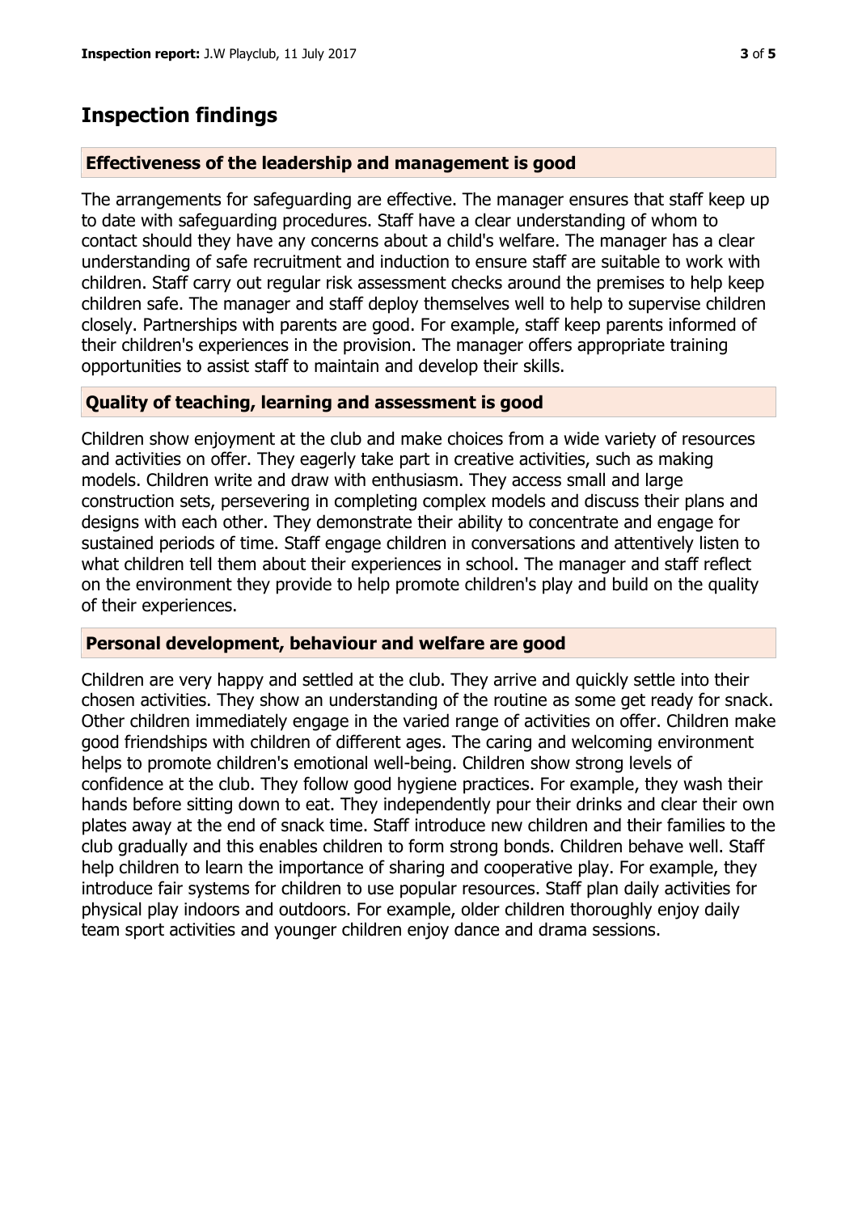## Inspection findings

### Effectiveness of the leadership and management is good

The arrangements for safeguarding are effective. The manager ensures that staff keep up to date with safeguarding procedures. Staff have a clear understanding of whom to contact should they have any concerns about a child's welfare. The manager has a clear understanding of safe recruitment and induction to ensure staff are suitable to work with children. Staff carry out regular risk assessment checks around the premises to help keep children safe. The manager and staff deploy themselves well to help to supervise children closely. Partnerships with parents are good. For example, staff keep parents informed of their children's experiences in the provision. The manager offers appropriate training opportunities to assist staff to maintain and develop their skills.

### Quality of teaching, learning and assessment is good

Children show enjoyment at the club and make choices from a wide variety of resources and activities on offer. They eagerly take part in creative activities, such as making models. Children write and draw with enthusiasm. They access small and large construction sets, persevering in completing complex models and discuss their plans and designs with each other. They demonstrate their ability to concentrate and engage for sustained periods of time. Staff engage children in conversations and attentively listen to what children tell them about their experiences in school. The manager and staff reflect on the environment they provide to help promote children's play and build on the quality of their experiences.

### Personal development, behaviour and welfare are good

Children are very happy and settled at the club. They arrive and quickly settle into their chosen activities. They show an understanding of the routine as some get ready for snack. Other children immediately engage in the varied range of activities on offer. Children make good friendships with children of different ages. The caring and welcoming environment helps to promote children's emotional well-being. Children show strong levels of confidence at the club. They follow good hygiene practices. For example, they wash their hands before sitting down to eat. They independently pour their drinks and clear their own plates away at the end of snack time. Staff introduce new children and their families to the club gradually and this enables children to form strong bonds. Children behave well. Staff help children to learn the importance of sharing and cooperative play. For example, they introduce fair systems for children to use popular resources. Staff plan daily activities for physical play indoors and outdoors. For example, older children thoroughly enjoy daily team sport activities and younger children enjoy dance and drama sessions.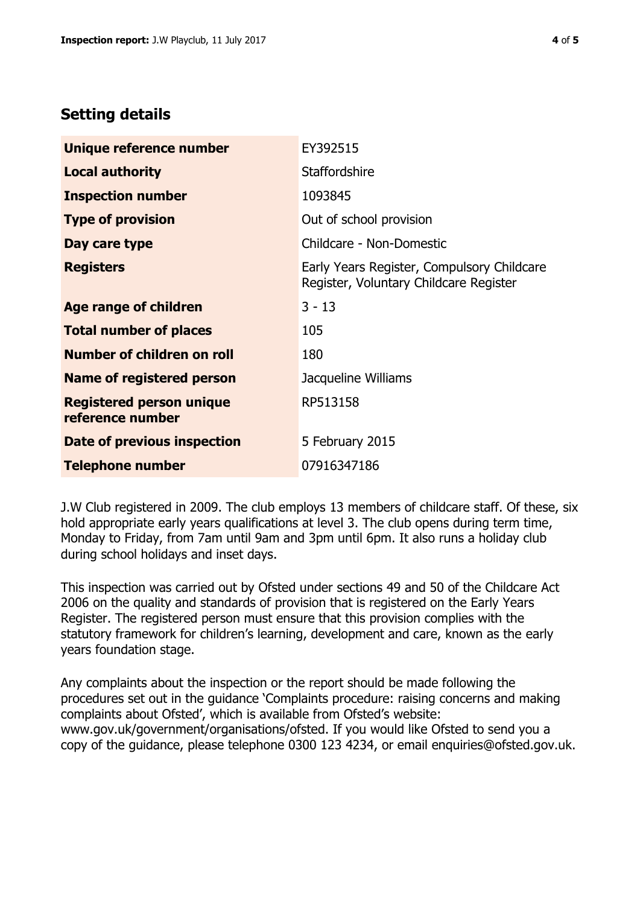## Setting details

| | |
|---|---|
| **Unique reference number** | EY392515 |
| **Local authority** | Staffordshire |
| **Inspection number** | 1093845 |
| **Type of provision** | Out of school provision |
| **Day care type** | Childcare - Non-Domestic |
| **Registers** | Early Years Register, Compulsory Childcare Register, Voluntary Childcare Register |
| **Age range of children** | 3 - 13 |
| **Total number of places** | 105 |
| **Number of children on roll** | 180 |
| **Name of registered person** | Jacqueline Williams |
| **Registered person unique reference number** | RP513158 |
| **Date of previous inspection** | 5 February 2015 |
| **Telephone number** | 07916347186 |

J.W Club registered in 2009. The club employs 13 members of childcare staff. Of these, six hold appropriate early years qualifications at level 3. The club opens during term time, Monday to Friday, from 7am until 9am and 3pm until 6pm. It also runs a holiday club during school holidays and inset days.

This inspection was carried out by Ofsted under sections 49 and 50 of the Childcare Act 2006 on the quality and standards of provision that is registered on the Early Years Register. The registered person must ensure that this provision complies with the statutory framework for children's learning, development and care, known as the early years foundation stage.

Any complaints about the inspection or the report should be made following the procedures set out in the guidance 'Complaints procedure: raising concerns and making complaints about Ofsted', which is available from Ofsted's website: www.gov.uk/government/organisations/ofsted. If you would like Ofsted to send you a copy of the guidance, please telephone 0300 123 4234, or email enquiries@ofsted.gov.uk.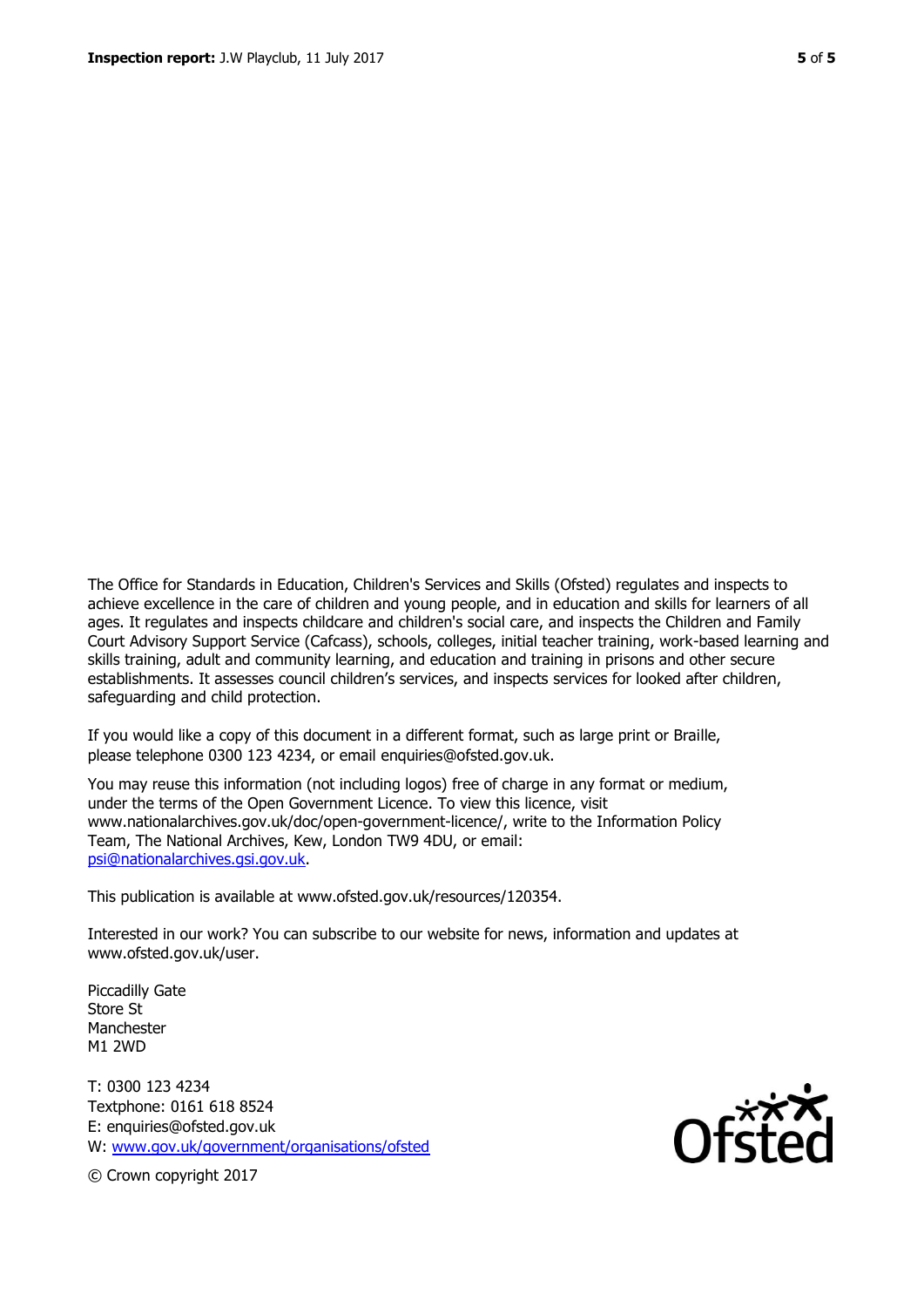The Office for Standards in Education, Children's Services and Skills (Ofsted) regulates and inspects to achieve excellence in the care of children and young people, and in education and skills for learners of all ages. It regulates and inspects childcare and children's social care, and inspects the Children and Family Court Advisory Support Service (Cafcass), schools, colleges, initial teacher training, work-based learning and skills training, adult and community learning, and education and training in prisons and other secure establishments. It assesses council children's services, and inspects services for looked after children, safeguarding and child protection.

If you would like a copy of this document in a different format, such as large print or Braille, please telephone 0300 123 4234, or email enquiries@ofsted.gov.uk.

You may reuse this information (not including logos) free of charge in any format or medium, under the terms of the Open Government Licence. To view this licence, visit www.nationalarchives.gov.uk/doc/open-government-licence/, write to the Information Policy Team, The National Archives, Kew, London TW9 4DU, or email: psi@nationalarchives.gsi.gov.uk.

This publication is available at www.ofsted.gov.uk/resources/120354.

Interested in our work? You can subscribe to our website for news, information and updates at www.ofsted.gov.uk/user.

Piccadilly Gate
Store St
Manchester
M1 2WD

T: 0300 123 4234
Textphone: 0161 618 8524
E: enquiries@ofsted.gov.uk
W: www.gov.uk/government/organisations/ofsted

© Crown copyright 2017